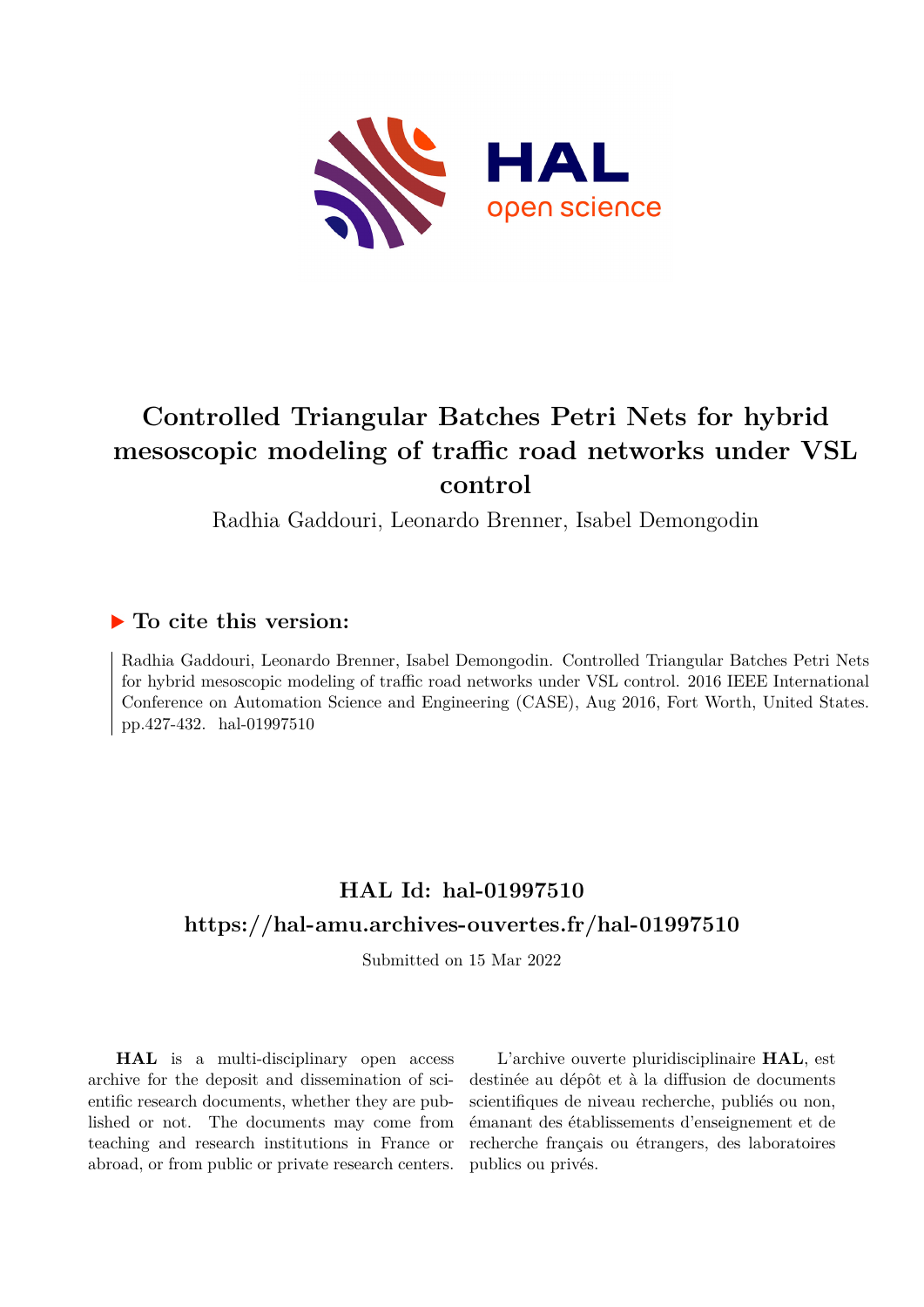# Controlled Triangular Batches Petri Nets for hybrid mesoscopic modeling of traffic road networks under VSL control

Radhia Gaddouri, Leonardo Brenner, Isabel Demongodin

## ▶ To cite this version:

Radhia Gaddouri, Leonardo Brenner, Isabel Demongodin. Controlled Triangular Batches Petri Nets for hybrid mesoscopic modeling of traffic road networks under VSL control. 2016 IEEE International Conference on Automation Science and Engineering (CASE), Aug 2016, Fort Worth, United States. pp.427-432. hal-01997510

## HAL Id: hal-01997510

## https://hal-amu.archives-ouvertes.fr/hal-01997510

Submitted on 15 Mar 2022

**HAL** is a multi-disciplinary open access archive for the deposit and dissemination of scientific research documents, whether they are published or not. The documents may come from teaching and research institutions in France or abroad, or from public or private research centers.

L'archive ouverte pluridisciplinaire **HAL**, est destinée au dépôt et à la diffusion de documents scientifiques de niveau recherche, publiés ou non, émanant des établissements d'enseignement et de recherche français ou étrangers, des laboratoires publics ou privés.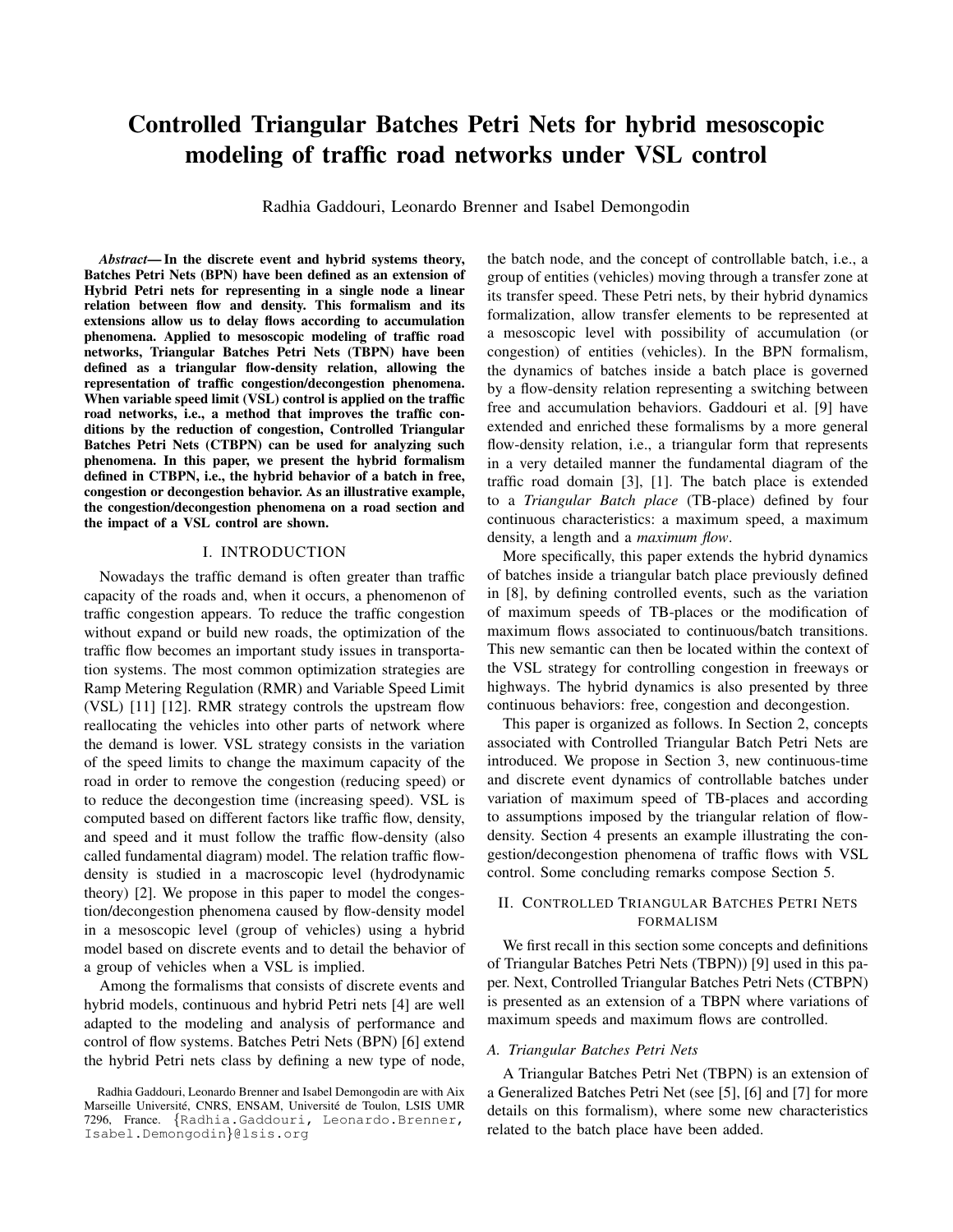# Controlled Triangular Batches Petri Nets for hybrid mesoscopic modeling of traffic road networks under VSL control

Radhia Gaddouri, Leonardo Brenner and Isabel Demongodin

***Abstract*— In the discrete event and hybrid systems theory, Batches Petri Nets (BPN) have been defined as an extension of Hybrid Petri nets for representing in a single node a linear relation between flow and density. This formalism and its extensions allow us to delay flows according to accumulation phenomena. Applied to mesoscopic modeling of traffic road networks, Triangular Batches Petri Nets (TBPN) have been defined as a triangular flow-density relation, allowing the representation of traffic congestion/decongestion phenomena. When variable speed limit (VSL) control is applied on the traffic road networks, i.e., a method that improves the traffic conditions by the reduction of congestion, Controlled Triangular Batches Petri Nets (CTBPN) can be used for analyzing such phenomena. In this paper, we present the hybrid formalism defined in CTBPN, i.e., the hybrid behavior of a batch in free, congestion or decongestion behavior. As an illustrative example, the congestion/decongestion phenomena on a road section and the impact of a VSL control are shown.**

## I. INTRODUCTION

Nowadays the traffic demand is often greater than traffic capacity of the roads and, when it occurs, a phenomenon of traffic congestion appears. To reduce the traffic congestion without expand or build new roads, the optimization of the traffic flow becomes an important study issues in transportation systems. The most common optimization strategies are Ramp Metering Regulation (RMR) and Variable Speed Limit (VSL) [11] [12]. RMR strategy controls the upstream flow reallocating the vehicles into other parts of network where the demand is lower. VSL strategy consists in the variation of the speed limits to change the maximum capacity of the road in order to remove the congestion (reducing speed) or to reduce the decongestion time (increasing speed). VSL is computed based on different factors like traffic flow, density, and speed and it must follow the traffic flow-density (also called fundamental diagram) model. The relation traffic flow-density is studied in a macroscopic level (hydrodynamic theory) [2]. We propose in this paper to model the congestion/decongestion phenomena caused by flow-density model in a mesoscopic level (group of vehicles) using a hybrid model based on discrete events and to detail the behavior of a group of vehicles when a VSL is implied.

Among the formalisms that consists of discrete events and hybrid models, continuous and hybrid Petri nets [4] are well adapted to the modeling and analysis of performance and control of flow systems. Batches Petri Nets (BPN) [6] extend the hybrid Petri nets class by defining a new type of node, the batch node, and the concept of controllable batch, i.e., a group of entities (vehicles) moving through a transfer zone at its transfer speed. These Petri nets, by their hybrid dynamics formalization, allow transfer elements to be represented at a mesoscopic level with possibility of accumulation (or congestion) of entities (vehicles). In the BPN formalism, the dynamics of batches inside a batch place is governed by a flow-density relation representing a switching between free and accumulation behaviors. Gaddouri et al. [9] have extended and enriched these formalisms by a more general flow-density relation, i.e., a triangular form that represents in a very detailed manner the fundamental diagram of the traffic road domain [3], [1]. The batch place is extended to a *Triangular Batch place* (TB-place) defined by four continuous characteristics: a maximum speed, a maximum density, a length and a *maximum flow*.

More specifically, this paper extends the hybrid dynamics of batches inside a triangular batch place previously defined in [8], by defining controlled events, such as the variation of maximum speeds of TB-places or the modification of maximum flows associated to continuous/batch transitions. This new semantic can then be located within the context of the VSL strategy for controlling congestion in freeways or highways. The hybrid dynamics is also presented by three continuous behaviors: free, congestion and decongestion.

This paper is organized as follows. In Section 2, concepts associated with Controlled Triangular Batch Petri Nets are introduced. We propose in Section 3, new continuous-time and discrete event dynamics of controllable batches under variation of maximum speed of TB-places and according to assumptions imposed by the triangular relation of flow-density. Section 4 presents an example illustrating the congestion/decongestion phenomena of traffic flows with VSL control. Some concluding remarks compose Section 5.

## II. Controlled Triangular Batches Petri Nets formalism

We first recall in this section some concepts and definitions of Triangular Batches Petri Nets (TBPN)) [9] used in this paper. Next, Controlled Triangular Batches Petri Nets (CTBPN) is presented as an extension of a TBPN where variations of maximum speeds and maximum flows are controlled.

### A. Triangular Batches Petri Nets

A Triangular Batches Petri Net (TBPN) is an extension of a Generalized Batches Petri Net (see [5], [6] and [7] for more details on this formalism), where some new characteristics related to the batch place have been added.

Radhia Gaddouri, Leonardo Brenner and Isabel Demongodin are with Aix Marseille Université, CNRS, ENSAM, Université de Toulon, LSIS UMR 7296, France. {Radhia.Gaddouri, Leonardo.Brenner, Isabel.Demongodin}@lsis.org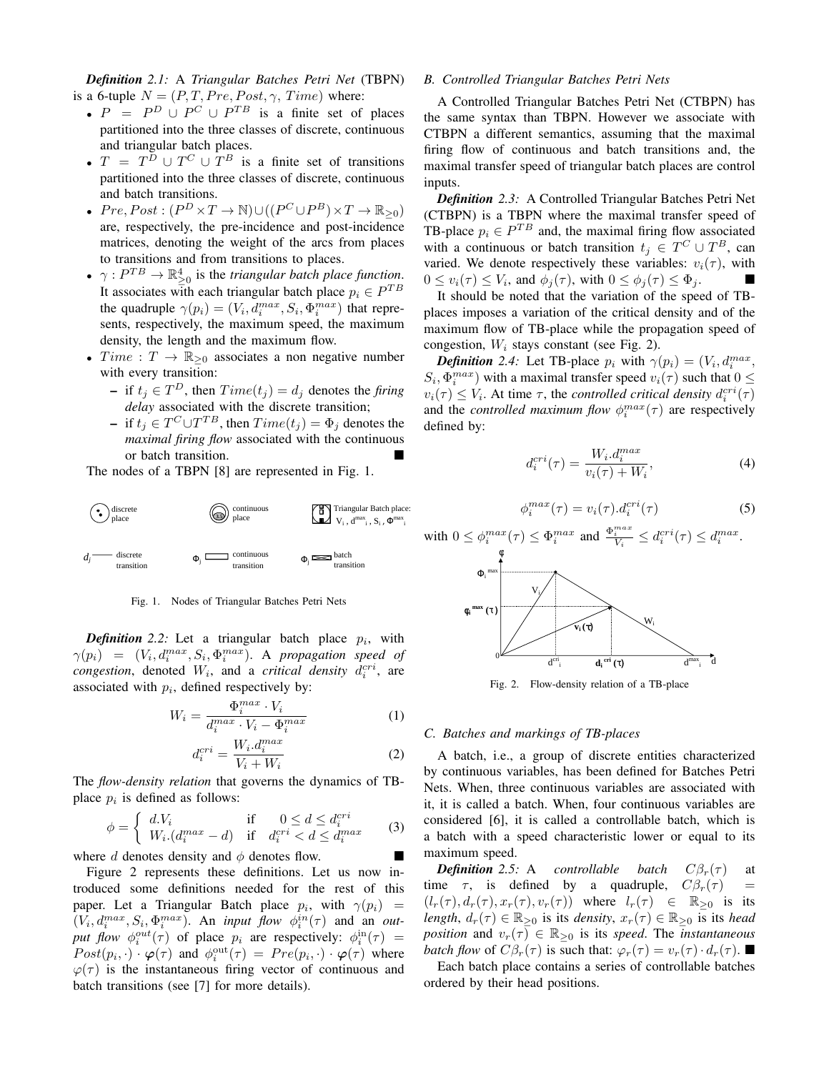***Definition 2.1:*** A *Triangular Batches Petri Net* (TBPN) is a 6-tuple $N = (P, T, Pre, Post, \gamma, Time)$ where:

- $P = P^D \cup P^C \cup P^{TB}$ is a finite set of places partitioned into the three classes of discrete, continuous and triangular batch places.
- $T = T^D \cup T^C \cup T^B$ is a finite set of transitions partitioned into the three classes of discrete, continuous and batch transitions.
- $Pre, Post : (P^D \times T \to \mathbb{N}) \cup ((P^C \cup P^B) \times T \to \mathbb{R}_{\geq 0})$ are, respectively, the pre-incidence and post-incidence matrices, denoting the weight of the arcs from places to transitions and from transitions to places.
- $\gamma : P^{TB} \to \mathbb{R}^4_{\geq 0}$ is the *triangular batch place function*. It associates with each triangular batch place $p_i \in P^{TB}$ the quadruple $\gamma(p_i) = (V_i, d_i^{max}, S_i, \Phi_i^{max})$ that represents, respectively, the maximum speed, the maximum density, the length and the maximum flow.
- $Time : T \to \mathbb{R}_{\geq 0}$ associates a non negative number with every transition:
  - if $t_j \in T^D$, then $Time(t_j) = d_j$ denotes the *firing delay* associated with the discrete transition;
  - if $t_j \in T^C \cup T^{TB}$, then $Time(t_j) = \Phi_j$ denotes the *maximal firing flow* associated with the continuous or batch transition. ■

The nodes of a TBPN [8] are represented in Fig. 1.

Fig. 1. Nodes of Triangular Batches Petri Nets

***Definition 2.2:*** Let a triangular batch place $p_i$, with $\gamma(p_i) = (V_i, d_i^{max}, S_i, \Phi_i^{max})$. A *propagation speed of congestion*, denoted $W_i$, and a *critical density* $d_i^{cri}$, are associated with $p_i$, defined respectively by:

$$W_i = \frac{\Phi_i^{max} \cdot V_i}{d_i^{max} \cdot V_i - \Phi_i^{max}} \tag{1}$$

$$d_i^{cri} = \frac{W_i . d_i^{max}}{V_i + W_i} \tag{2}$$

The *flow-density relation* that governs the dynamics of TB-place $p_i$ is defined as follows:

$$\phi = \begin{cases} d.V_i & \text{if} \quad 0 \leq d \leq d_i^{cri} \\ W_i.(d_i^{max} - d) & \text{if} \quad d_i^{cri} < d \leq d_i^{max} \end{cases} \tag{3}$$

where $d$ denotes density and $\phi$ denotes flow. ■

Figure 2 represents these definitions. Let us now introduced some definitions needed for the rest of this paper. Let a Triangular Batch place $p_i$, with $\gamma(p_i) = (V_i, d_i^{max}, S_i, \Phi_i^{max})$. An *input flow* $\phi_i^{in}(\tau)$ and an *output flow* $\phi_i^{out}(\tau)$ of place $p_i$ are respectively: $\phi_i^{in}(\tau) = Post(p_i, \cdot) \cdot \boldsymbol{\varphi}(\tau)$ and $\phi_i^{out}(\tau) = Pre(p_i, \cdot) \cdot \boldsymbol{\varphi}(\tau)$ where $\varphi(\tau)$ is the instantaneous firing vector of continuous and batch transitions (see [7] for more details).

## B. Controlled Triangular Batches Petri Nets

A Controlled Triangular Batches Petri Net (CTBPN) has the same syntax than TBPN. However we associate with CTBPN a different semantics, assuming that the maximal firing flow of continuous and batch transitions and, the maximal transfer speed of triangular batch places are control inputs.

***Definition 2.3:*** A Controlled Triangular Batches Petri Net (CTBPN) is a TBPN where the maximal transfer speed of TB-place $p_i \in P^{TB}$ and, the maximal firing flow associated with a continuous or batch transition $t_j \in T^C \cup T^B$, can varied. We denote respectively these variables: $v_i(\tau)$, with $0 \leq v_i(\tau) \leq V_i$, and $\phi_j(\tau)$, with $0 \leq \phi_j(\tau) \leq \Phi_j$. ■

It should be noted that the variation of the speed of TB-places imposes a variation of the critical density and of the maximum flow of TB-place while the propagation speed of congestion, $W_i$ stays constant (see Fig. 2).

***Definition 2.4:*** Let TB-place $p_i$ with $\gamma(p_i) = (V_i, d_i^{max}, S_i, \Phi_i^{max})$ with a maximal transfer speed $v_i(\tau)$ such that $0 \leq v_i(\tau) \leq V_i$. At time $\tau$, the *controlled critical density* $d_i^{cri}(\tau)$ and the *controlled maximum flow* $\phi_i^{max}(\tau)$ are respectively defined by:

$$d_i^{cri}(\tau) = \frac{W_i . d_i^{max}}{v_i(\tau) + W_i}, \tag{4}$$

$$\phi_i^{max}(\tau) = v_i(\tau) . d_i^{cri}(\tau) \tag{5}$$

with $0 \leq \phi_i^{max}(\tau) \leq \Phi_i^{max}$ and $\frac{\Phi_i^{max}}{V_i} \leq d_i^{cri}(\tau) \leq d_i^{max}$.

Fig. 2. Flow-density relation of a TB-place

## C. Batches and markings of TB-places

A batch, i.e., a group of discrete entities characterized by continuous variables, has been defined for Batches Petri Nets. When, three continuous variables are associated with it, it is called a batch. When, four continuous variables are considered [6], it is called a controllable batch, which is a batch with a speed characteristic lower or equal to its maximum speed.

***Definition 2.5:*** A *controllable batch* $C\beta_r(\tau)$ at time $\tau$, is defined by a quadruple, $C\beta_r(\tau) = (l_r(\tau), d_r(\tau), x_r(\tau), v_r(\tau))$ where $l_r(\tau) \in \mathbb{R}_{\geq 0}$ is its *length*, $d_r(\tau) \in \mathbb{R}_{\geq 0}$ is its *density*, $x_r(\tau) \in \mathbb{R}_{\geq 0}$ is its *head position* and $v_r(\tau) \in \mathbb{R}_{\geq 0}$ is its *speed*. The *instantaneous batch flow* of $C\beta_r(\tau)$ is such that: $\varphi_r(\tau) = v_r(\tau) \cdot d_r(\tau)$. ■

Each batch place contains a series of controllable batches ordered by their head positions.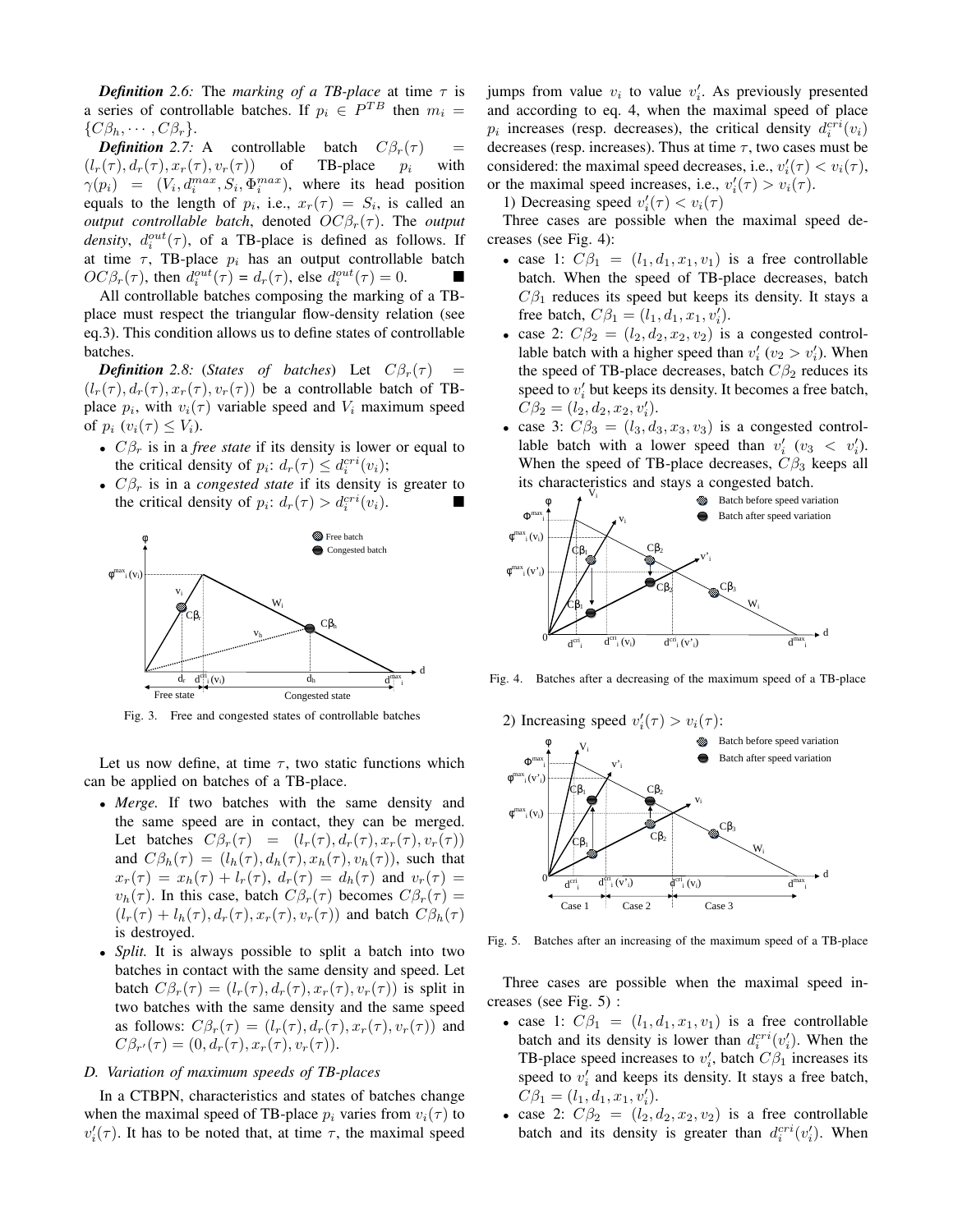*Definition 2.6:* The *marking of a TB-place* at time $\tau$ is a series of controllable batches. If $p_i \in P^{TB}$ then $m_i = \{C\beta_h, \cdots, C\beta_r\}$.

*Definition 2.7:* A controllable batch $C\beta_r(\tau) = (l_r(\tau), d_r(\tau), x_r(\tau), v_r(\tau))$ of TB-place $p_i$ with $\gamma(p_i) = (V_i, d_i^{max}, S_i, \Phi_i^{max})$, where its head position equals to the length of $p_i$, i.e., $x_r(\tau) = S_i$, is called an *output controllable batch*, denoted $OC\beta_r(\tau)$. The *output density*, $d_i^{out}(\tau)$, of a TB-place is defined as follows. If at time $\tau$, TB-place $p_i$ has an output controllable batch $OC\beta_r(\tau)$, then $d_i^{out}(\tau) = d_r(\tau)$, else $d_i^{out}(\tau) = 0$. ∎

All controllable batches composing the marking of a TB-place must respect the triangular flow-density relation (see eq.3). This condition allows us to define states of controllable batches.

*Definition 2.8:* (*States of batches*) Let $C\beta_r(\tau) = (l_r(\tau), d_r(\tau), x_r(\tau), v_r(\tau))$ be a controllable batch of TB-place $p_i$, with $v_i(\tau)$ variable speed and $V_i$ maximum speed of $p_i$ ($v_i(\tau) \leq V_i$).

- $C\beta_r$ is in a *free state* if its density is lower or equal to the critical density of $p_i$: $d_r(\tau) \leq d_i^{cri}(v_i)$;
- $C\beta_r$ is in a *congested state* if its density is greater to the critical density of $p_i$: $d_r(\tau) > d_i^{cri}(v_i)$. ∎

Fig. 3. Free and congested states of controllable batches

Let us now define, at time $\tau$, two static functions which can be applied on batches of a TB-place.

- *Merge.* If two batches with the same density and the same speed are in contact, they can be merged. Let batches $C\beta_r(\tau) = (l_r(\tau), d_r(\tau), x_r(\tau), v_r(\tau))$ and $C\beta_h(\tau) = (l_h(\tau), d_h(\tau), x_h(\tau), v_h(\tau))$, such that $x_r(\tau) = x_h(\tau) + l_r(\tau)$, $d_r(\tau) = d_h(\tau)$ and $v_r(\tau) = v_h(\tau)$. In this case, batch $C\beta_r(\tau)$ becomes $C\beta_r(\tau) = (l_r(\tau) + l_h(\tau), d_r(\tau), x_r(\tau), v_r(\tau))$ and batch $C\beta_h(\tau)$ is destroyed.
- *Split.* It is always possible to split a batch into two batches in contact with the same density and speed. Let batch $C\beta_r(\tau) = (l_r(\tau), d_r(\tau), x_r(\tau), v_r(\tau))$ is split in two batches with the same density and the same speed as follows: $C\beta_r(\tau) = (l_r(\tau), d_r(\tau), x_r(\tau), v_r(\tau))$ and $C\beta_{r'}(\tau) = (0, d_r(\tau), x_r(\tau), v_r(\tau))$.

### D. Variation of maximum speeds of TB-places

In a CTBPN, characteristics and states of batches change when the maximal speed of TB-place $p_i$ varies from $v_i(\tau)$ to $v_i'(\tau)$. It has to be noted that, at time $\tau$, the maximal speed jumps from value $v_i$ to value $v_i'$. As previously presented and according to eq. 4, when the maximal speed of place $p_i$ increases (resp. decreases), the critical density $d_i^{cri}(v_i)$ decreases (resp. increases). Thus at time $\tau$, two cases must be considered: the maximal speed decreases, i.e., $v_i'(\tau) < v_i(\tau)$, or the maximal speed increases, i.e., $v_i'(\tau) > v_i(\tau)$.

1) Decreasing speed $v_i'(\tau) < v_i(\tau)$

Three cases are possible when the maximal speed decreases (see Fig. 4):

- case 1: $C\beta_1 = (l_1, d_1, x_1, v_1)$ is a free controllable batch. When the speed of TB-place decreases, batch $C\beta_1$ reduces its speed but keeps its density. It stays a free batch, $C\beta_1 = (l_1, d_1, x_1, v_i')$.
- case 2: $C\beta_2 = (l_2, d_2, x_2, v_2)$ is a congested controllable batch with a higher speed than $v_i'$ ($v_2 > v_i'$). When the speed of TB-place decreases, batch $C\beta_2$ reduces its speed to $v_i'$ but keeps its density. It becomes a free batch, $C\beta_2 = (l_2, d_2, x_2, v_i')$.
- case 3: $C\beta_3 = (l_3, d_3, x_3, v_3)$ is a congested controllable batch with a lower speed than $v_i'$ ($v_3 < v_i'$). When the speed of TB-place decreases, $C\beta_3$ keeps all its characteristics and stays a congested batch.

Fig. 4. Batches after a decreasing of the maximum speed of a TB-place

2) Increasing speed $v_i'(\tau) > v_i(\tau)$:

Fig. 5. Batches after an increasing of the maximum speed of a TB-place

Three cases are possible when the maximal speed increases (see Fig. 5) :

- case 1: $C\beta_1 = (l_1, d_1, x_1, v_1)$ is a free controllable batch and its density is lower than $d_i^{cri}(v_i')$. When the TB-place speed increases to $v_i'$, batch $C\beta_1$ increases its speed to $v_i'$ and keeps its density. It stays a free batch, $C\beta_1 = (l_1, d_1, x_1, v_i')$.
- case 2: $C\beta_2 = (l_2, d_2, x_2, v_2)$ is a free controllable batch and its density is greater than $d_i^{cri}(v_i')$. When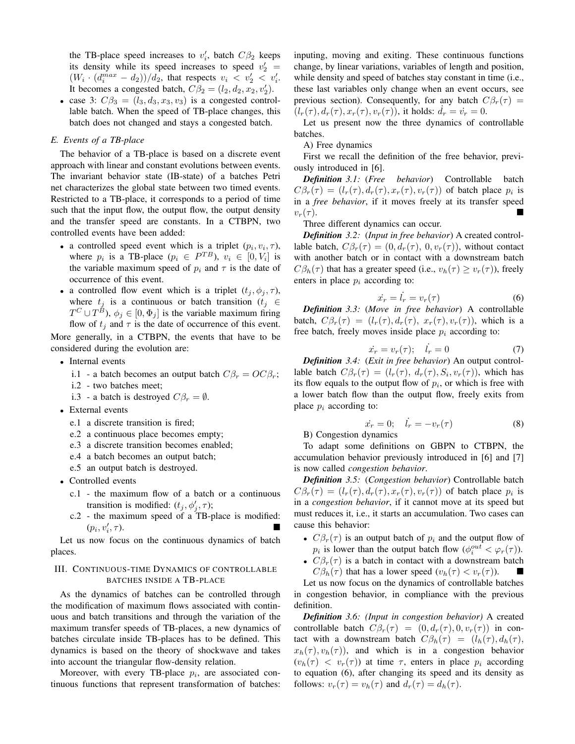the TB-place speed increases to $v_i'$, batch $C\beta_2$ keeps its density while its speed increases to speed $v_2' = (W_i \cdot (d_i^{max} - d_2))/d_2$, that respects $v_i < v_2' < v_i'$. It becomes a congested batch, $C\beta_2 = (l_2, d_2, x_2, v_2')$.

- case 3: $C\beta_3 = (l_3, d_3, x_3, v_3)$ is a congested controllable batch. When the speed of TB-place changes, this batch does not changed and stays a congested batch.

### E. Events of a TB-place

The behavior of a TB-place is based on a discrete event approach with linear and constant evolutions between events. The invariant behavior state (IB-state) of a batches Petri net characterizes the global state between two timed events. Restricted to a TB-place, it corresponds to a period of time such that the input flow, the output flow, the output density and the transfer speed are constants. In a CTBPN, two controlled events have been added:

- a controlled speed event which is a triplet $(p_i, v_i, \tau)$, where $p_i$ is a TB-place ($p_i \in P^{TB}$), $v_i \in [0, V_i]$ is the variable maximum speed of $p_i$ and $\tau$ is the date of occurrence of this event.
- a controlled flow event which is a triplet $(t_j, \phi_j, \tau)$, where $t_j$ is a continuous or batch transition ($t_j \in T^C \cup T^B$), $\phi_j \in [0, \Phi_j]$ is the variable maximum firing flow of $t_j$ and $\tau$ is the date of occurrence of this event.

More generally, in a CTBPN, the events that have to be considered during the evolution are:

- Internal events
  - i.1 - a batch becomes an output batch $C\beta_r = OC\beta_r$;
  - i.2 - two batches meet;
  - i.3 - a batch is destroyed $C\beta_r = \emptyset$.
- External events
  - e.1 a discrete transition is fired;
  - e.2 a continuous place becomes empty;
  - e.3 a discrete transition becomes enabled;
  - e.4 a batch becomes an output batch;
  - e.5 an output batch is destroyed.
- Controlled events
  - c.1 - the maximum flow of a batch or a continuous transition is modified: $(t_j, \phi_j', \tau)$;
  - c.2 - the maximum speed of a TB-place is modified: $(p_i, v_i', \tau)$. ■

Let us now focus on the continuous dynamics of batch places.

## III. Continuous-time Dynamics of controllable batches inside a TB-place

As the dynamics of batches can be controlled through the modification of maximum flows associated with continuous and batch transitions and through the variation of the maximum transfer speeds of TB-places, a new dynamics of batches circulate inside TB-places has to be defined. This dynamics is based on the theory of shockwave and takes into account the triangular flow-density relation.

Moreover, with every TB-place $p_i$, are associated continuous functions that represent transformation of batches: inputing, moving and exiting. These continuous functions change, by linear variations, variables of length and position, while density and speed of batches stay constant in time (i.e., these last variables only change when an event occurs, see previous section). Consequently, for any batch $C\beta_r(\tau) = (l_r(\tau), d_r(\tau), x_r(\tau), v_r(\tau))$, it holds: $\dot{d_r} = \dot{v_r} = 0$.

Let us present now the three dynamics of controllable batches.

A) Free dynamics

First we recall the definition of the free behavior, previously introduced in [6].

***Definition 3.1:*** (*Free behavior*) Controllable batch $C\beta_r(\tau) = (l_r(\tau), d_r(\tau), x_r(\tau), v_r(\tau))$ of batch place $p_i$ is in a *free behavior*, if it moves freely at its transfer speed $v_r(\tau)$. ■

Three different dynamics can occur.

***Definition 3.2:*** (*Input in free behavior*) A created controllable batch, $C\beta_r(\tau) = (0, d_r(\tau), 0, v_r(\tau))$, without contact with another batch or in contact with a downstream batch $C\beta_h(\tau)$ that has a greater speed (i.e., $v_h(\tau) \geq v_r(\tau)$), freely enters in place $p_i$ according to:

$$\dot{x_r} = \dot{l_r} = v_r(\tau) \tag{6}$$

***Definition 3.3:*** (*Move in free behavior*) A controllable batch, $C\beta_r(\tau) = (l_r(\tau), d_r(\tau), x_r(\tau), v_r(\tau))$, which is a free batch, freely moves inside place $p_i$ according to:

$$\dot{x_r} = v_r(\tau); \quad \dot{l_r} = 0 \tag{7}$$

***Definition 3.4:*** (*Exit in free behavior*) An output controllable batch $C\beta_r(\tau) = (l_r(\tau), d_r(\tau), S_i, v_r(\tau))$, which has its flow equals to the output flow of $p_i$, or which is free with a lower batch flow than the output flow, freely exits from place $p_i$ according to:

$$\dot{x_r} = 0; \quad \dot{l_r} = -v_r(\tau) \tag{8}$$

B) Congestion dynamics

To adapt some definitions on GBPN to CTBPN, the accumulation behavior previously introduced in [6] and [7] is now called *congestion behavior*.

***Definition 3.5:*** (*Congestion behavior*) Controllable batch $C\beta_r(\tau) = (l_r(\tau), d_r(\tau), x_r(\tau), v_r(\tau))$ of batch place $p_i$ is in a *congestion behavior*, if it cannot move at its speed but must reduces it, i.e., it starts an accumulation. Two cases can cause this behavior:

- $C\beta_r(\tau)$ is an output batch of $p_i$ and the output flow of $p_i$ is lower than the output batch flow ($\phi_i^{out} < \varphi_r(\tau)$).
- $C\beta_r(\tau)$ is a batch in contact with a downstream batch $C\beta_h(\tau)$ that has a lower speed ($v_h(\tau) < v_r(\tau)$). ■

Let us now focus on the dynamics of controllable batches in congestion behavior, in compliance with the previous definition.

***Definition 3.6:*** *(Input in congestion behavior)* A created controllable batch $C\beta_r(\tau) = (0, d_r(\tau), 0, v_r(\tau))$ in contact with a downstream batch $C\beta_h(\tau) = (l_h(\tau), d_h(\tau), x_h(\tau), v_h(\tau))$, and which is in a congestion behavior ($v_h(\tau) < v_r(\tau)$) at time $\tau$, enters in place $p_i$ according to equation (6), after changing its speed and its density as follows: $v_r(\tau) = v_h(\tau)$ and $d_r(\tau) = d_h(\tau)$.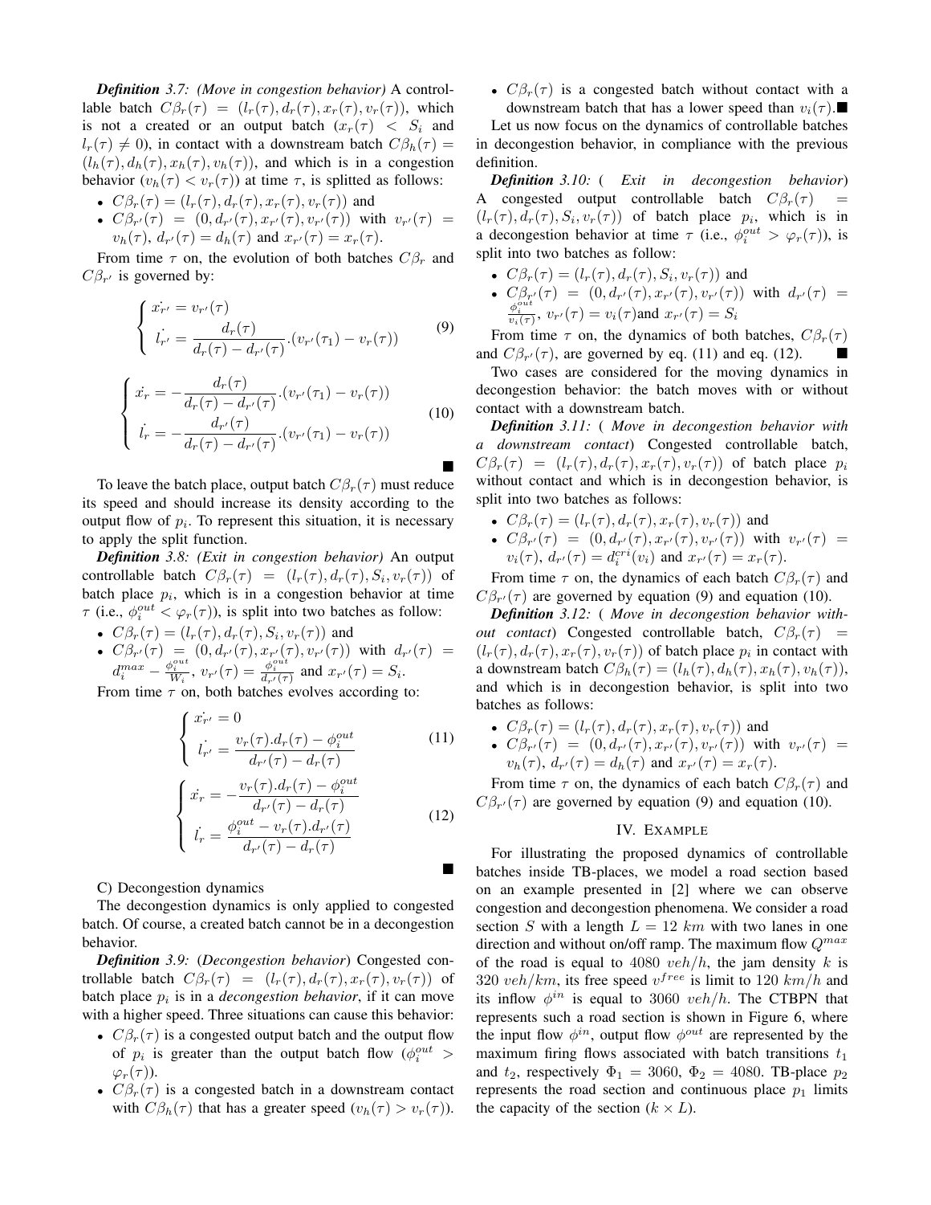***Definition** 3.7: (Move in congestion behavior)* A controllable batch $C\beta_r(\tau) = (l_r(\tau), d_r(\tau), x_r(\tau), v_r(\tau))$, which is not a created or an output batch ($x_r(\tau) < S_i$ and $l_r(\tau) \neq 0$), in contact with a downstream batch $C\beta_h(\tau) = (l_h(\tau), d_h(\tau), x_h(\tau), v_h(\tau))$, and which is in a congestion behavior ($v_h(\tau) < v_r(\tau)$) at time $\tau$, is splitted as follows:

- $C\beta_r(\tau) = (l_r(\tau), d_r(\tau), x_r(\tau), v_r(\tau))$ and
- $C\beta_{r'}(\tau) = (0, d_{r'}(\tau), x_{r'}(\tau), v_{r'}(\tau))$ with $v_{r'}(\tau) = v_h(\tau)$, $d_{r'}(\tau) = d_h(\tau)$ and $x_{r'}(\tau) = x_r(\tau)$.

From time $\tau$ on, the evolution of both batches $C\beta_r$ and $C\beta_{r'}$ is governed by:

$$\begin{cases} \dot{x_{r'}} = v_{r'}(\tau) \\ \dot{l_{r'}} = \dfrac{d_r(\tau)}{d_r(\tau) - d_{r'}(\tau)}.(v_{r'}(\tau_1) - v_r(\tau)) \end{cases} \tag{9}$$

$$\begin{cases} \dot{x_r} = -\dfrac{d_r(\tau)}{d_r(\tau) - d_{r'}(\tau)}.(v_{r'}(\tau_1) - v_r(\tau)) \\ \dot{l_r} = -\dfrac{d_{r'}(\tau)}{d_r(\tau) - d_{r'}(\tau)}.(v_{r'}(\tau_1) - v_r(\tau)) \end{cases} \tag{10}$$

■

To leave the batch place, output batch $C\beta_r(\tau)$ must reduce its speed and should increase its density according to the output flow of $p_i$. To represent this situation, it is necessary to apply the split function.

***Definition** 3.8: (Exit in congestion behavior)* An output controllable batch $C\beta_r(\tau) = (l_r(\tau), d_r(\tau), S_i, v_r(\tau))$ of batch place $p_i$, which is in a congestion behavior at time $\tau$ (i.e., $\phi_i^{out} < \varphi_r(\tau)$), is split into two batches as follow:

- $C\beta_r(\tau) = (l_r(\tau), d_r(\tau), S_i, v_r(\tau))$ and
- $C\beta_{r'}(\tau) = (0, d_{r'}(\tau), x_{r'}(\tau), v_{r'}(\tau))$ with $d_{r'}(\tau) = d_i^{max} - \frac{\phi_i^{out}}{W_i}$, $v_{r'}(\tau) = \frac{\phi_i^{out}}{d_{r'}(\tau)}$ and $x_{r'}(\tau) = S_i$.

From time $\tau$ on, both batches evolves according to:

$$\begin{cases} \dot{x_{r'}} = 0 \\ \dot{l_{r'}} = \dfrac{v_r(\tau).d_r(\tau) - \phi_i^{out}}{d_{r'}(\tau) - d_r(\tau)} \end{cases} \tag{11}$$

$$\begin{cases} \dot{x_r} = -\dfrac{v_r(\tau).d_r(\tau) - \phi_i^{out}}{d_{r'}(\tau) - d_r(\tau)} \\ \dot{l_r} = \dfrac{\phi_i^{out} - v_r(\tau).d_{r'}(\tau)}{d_{r'}(\tau) - d_r(\tau)} \end{cases} \tag{12}$$

■

C) Decongestion dynamics

The decongestion dynamics is only applied to congested batch. Of course, a created batch cannot be in a decongestion behavior.

***Definition** 3.9:* (*Decongestion behavior*) Congested controllable batch $C\beta_r(\tau) = (l_r(\tau), d_r(\tau), x_r(\tau), v_r(\tau))$ of batch place $p_i$ is in a *decongestion behavior*, if it can move with a higher speed. Three situations can cause this behavior:

- $C\beta_r(\tau)$ is a congested output batch and the output flow of $p_i$ is greater than the output batch flow ($\phi_i^{out} > \varphi_r(\tau)$).
- $C\beta_r(\tau)$ is a congested batch in a downstream contact with $C\beta_h(\tau)$ that has a greater speed ($v_h(\tau) > v_r(\tau)$).
- $C\beta_r(\tau)$ is a congested batch without contact with a downstream batch that has a lower speed than $v_i(\tau)$. ■

Let us now focus on the dynamics of controllable batches in decongestion behavior, in compliance with the previous definition.

***Definition** 3.10:* ( *Exit in decongestion behavior*) A congested output controllable batch $C\beta_r(\tau) = (l_r(\tau), d_r(\tau), S_i, v_r(\tau))$ of batch place $p_i$, which is in a decongestion behavior at time $\tau$ (i.e., $\phi_i^{out} > \varphi_r(\tau)$), is split into two batches as follow:

- $C\beta_r(\tau) = (l_r(\tau), d_r(\tau), S_i, v_r(\tau))$ and
- $C\beta_{r'}(\tau) = (0, d_{r'}(\tau), x_{r'}(\tau), v_{r'}(\tau))$ with $d_{r'}(\tau) = \frac{\phi_i^{out}}{v_i(\tau)}$, $v_{r'}(\tau) = v_i(\tau)$and $x_{r'}(\tau) = S_i$

From time $\tau$ on, the dynamics of both batches, $C\beta_r(\tau)$ and $C\beta_{r'}(\tau)$, are governed by eq. (11) and eq. (12). ■

Two cases are considered for the moving dynamics in decongestion behavior: the batch moves with or without contact with a downstream batch.

***Definition** 3.11:* ( *Move in decongestion behavior with a downstream contact*) Congested controllable batch, $C\beta_r(\tau) = (l_r(\tau), d_r(\tau), x_r(\tau), v_r(\tau))$ of batch place $p_i$ without contact and which is in decongestion behavior, is split into two batches as follows:

- $C\beta_r(\tau) = (l_r(\tau), d_r(\tau), x_r(\tau), v_r(\tau))$ and
- $C\beta_{r'}(\tau) = (0, d_{r'}(\tau), x_{r'}(\tau), v_{r'}(\tau))$ with $v_{r'}(\tau) = v_i(\tau)$, $d_{r'}(\tau) = d_i^{cri}(v_i)$ and $x_{r'}(\tau) = x_r(\tau)$.

From time $\tau$ on, the dynamics of each batch $C\beta_r(\tau)$ and $C\beta_{r'}(\tau)$ are governed by equation (9) and equation (10).

***Definition** 3.12:* ( *Move in decongestion behavior without contact*) Congested controllable batch, $C\beta_r(\tau) = (l_r(\tau), d_r(\tau), x_r(\tau), v_r(\tau))$ of batch place $p_i$ in contact with a downstream batch $C\beta_h(\tau) = (l_h(\tau), d_h(\tau), x_h(\tau), v_h(\tau))$, and which is in decongestion behavior, is split into two batches as follows:

- $C\beta_r(\tau) = (l_r(\tau), d_r(\tau), x_r(\tau), v_r(\tau))$ and
- $C\beta_{r'}(\tau) = (0, d_{r'}(\tau), x_{r'}(\tau), v_{r'}(\tau))$ with $v_{r'}(\tau) = v_h(\tau)$, $d_{r'}(\tau) = d_h(\tau)$ and $x_{r'}(\tau) = x_r(\tau)$.

From time $\tau$ on, the dynamics of each batch $C\beta_r(\tau)$ and $C\beta_{r'}(\tau)$ are governed by equation (9) and equation (10).

## IV. Example

For illustrating the proposed dynamics of controllable batches inside TB-places, we model a road section based on an example presented in [2] where we can observe congestion and decongestion phenomena. We consider a road section $S$ with a length $L = 12$ $km$ with two lanes in one direction and without on/off ramp. The maximum flow $Q^{max}$ of the road is equal to 4080 $veh/h$, the jam density $k$ is 320 $veh/km$, its free speed $v^{free}$ is limit to 120 $km/h$ and its inflow $\phi^{in}$ is equal to 3060 $veh/h$. The CTBPN that represents such a road section is shown in Figure 6, where the input flow $\phi^{in}$, output flow $\phi^{out}$ are represented by the maximum firing flows associated with batch transitions $t_1$ and $t_2$, respectively $\Phi_1 = 3060$, $\Phi_2 = 4080$. TB-place $p_2$ represents the road section and continuous place $p_1$ limits the capacity of the section ($k \times L$).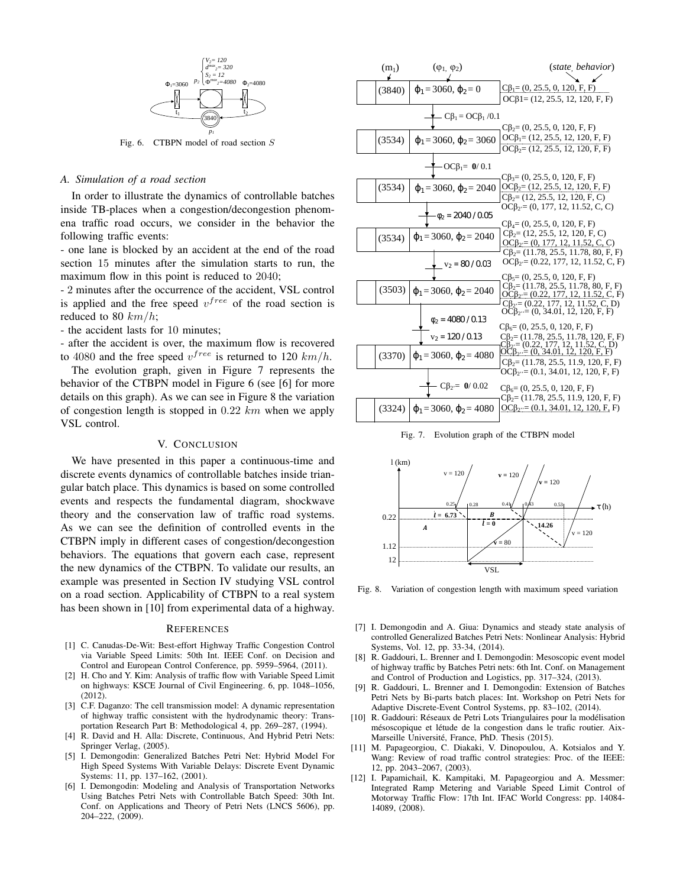$V_2 = 120$
$d^{max}_2 = 320$
$S_2 = 12$
$\Phi^{max}_2 = 4080$
$p_2$
$\Phi_1$=3060
$\Phi_2$=4080
$t_1$
$t_2$
(3840)
$p_1$

Fig. 6. CTBPN model of road section $S$

### A. Simulation of a road section

In order to illustrate the dynamics of controllable batches inside TB-places when a congestion/decongestion phenomena traffic road occurs, we consider in the behavior the following traffic events:

- one lane is blocked by an accident at the end of the road section 15 minutes after the simulation starts to run, the maximum flow in this point is reduced to 2040;
- 2 minutes after the occurrence of the accident, VSL control is applied and the free speed $v^{free}$ of the road section is reduced to 80 $km/h$;
- the accident lasts for 10 minutes;
- after the accident is over, the maximum flow is recovered to 4080 and the free speed $v^{free}$ is returned to 120 $km/h$.

The evolution graph, given in Figure 7 represents the behavior of the CTBPN model in Figure 6 (see [6] for more details on this graph). As we can see in Figure 8 the variation of congestion length is stopped in 0.22 $km$ when we apply VSL control.

## V. Conclusion

We have presented in this paper a continuous-time and discrete events dynamics of controllable batches inside triangular batch place. This dynamics is based on some controlled events and respects the fundamental diagram, shockwave theory and the conservation law of traffic road systems. As we can see the definition of controlled events in the CTBPN imply in different cases of congestion/decongestion behaviors. The equations that govern each case, represent the new dynamics of the CTBPN. To validate our results, an example was presented in Section IV studying VSL control on a road section. Applicability of CTBPN to a real system has been shown in [10] from experimental data of a highway.

(m1) (φ1, φ2) (state, behavior)

(3840) φ1 = 3060, φ2 = 0
Cβ1= (0, 25.5, 0, 120, F, F)
OCβ1= (12, 25.5, 12, 120, F, F)

Cβ1 = OCβ1 /0.1

(3534) φ1 = 3060, φ2 = 3060
Cβ2= (0, 25.5, 0, 120, F, F)
OCβ1= (12, 25.5, 12, 120, F, F)
OCβ2= (12, 25.5, 12, 120, F, F)

OCβ1= 0/ 0.1

(3534) φ1 = 3060, φ2 = 2040
Cβ3= (0, 25.5, 0, 120, F, F)
OCβ2= (12, 25.5, 12, 120, F, F)
Cβ2= (12, 25.5, 12, 120, F, C)
OCβ2'= (0, 177, 12, 11.52, C, C)

φ2 = 2040 / 0.05

(3534) φ1 = 3060, φ2 = 2040
Cβ4= (0, 25.5, 0, 120, F, F)
Cβ2= (12, 25.5, 12, 120, F, C)
OCβ2'= (0, 177, 12, 11.52, C, C)
Cβ2= (11.78, 25.5, 11.78, 80, F, F)
OCβ2'= (0.22, 177, 12, 11.52, C, F)

v2 = 80 / 0.03

(3503) φ1 = 3060, φ2 = 2040
Cβ5= (0, 25.5, 0, 120, F, F)
Cβ2= (11.78, 25.5, 11.78, 80, F, F)
OCβ2'= (0.22, 177, 12, 11.52, C, F)
Cβ2'= (0.22, 177, 12, 11.52, C, D)
OCβ2''= (0, 34.01, 12, 120, F, F)

φ2 = 4080 / 0.13
v2 = 120 / 0.13

(3370) φ1 = 3060, φ2 = 4080
Cβ6= (0, 25.5, 0, 120, F, F)
Cβ2= (11.78, 25.5, 11.78, 120, F, F)
Cβ2'= (0.22, 177, 12, 11.52, C, D)
OCβ2''= (0, 34.01, 12, 120, F, F)
Cβ2= (11.78, 25.5, 11.9, 120, F, F)
OCβ2''= (0.1, 34.01, 12, 120, F, F)

Cβ2'= 0/ 0.02

(3324) φ1 = 3060, φ2 = 4080
Cβ6= (0, 25.5, 0, 120, F, F)
Cβ2= (11.78, 25.5, 11.9, 120, F, F)
OCβ2''= (0.1, 34.01, 12, 120, F, F)

Fig. 7. Evolution graph of the CTBPN model

l (km)
τ (h)
v = 120
v = 120
v = 120
0.25 0.28 0.41 0.43 0.53
$\dot{l}$ = 6.73
B
$\dot{l}$ = 0
0.22
A
14.26
v = 120
v = 80
1.12
12
VSL

Fig. 8. Variation of congestion length with maximum speed variation

## References

- [1] C. Canudas-De-Wit: Best-effort Highway Traffic Congestion Control via Variable Speed Limits: 50th Int. IEEE Conf. on Decision and Control and European Control Conference, pp. 5959–5964, (2011).
- [2] H. Cho and Y. Kim: Analysis of traffic flow with Variable Speed Limit on highways: KSCE Journal of Civil Engineering. 6, pp. 1048–1056, (2012).
- [3] C.F. Daganzo: The cell transmission model: A dynamic representation of highway traffic consistent with the hydrodynamic theory: Transportation Research Part B: Methodological 4, pp. 269–287, (1994).
- [4] R. David and H. Alla: Discrete, Continuous, And Hybrid Petri Nets: Springer Verlag, (2005).
- [5] I. Demongodin: Generalized Batches Petri Net: Hybrid Model For High Speed Systems With Variable Delays: Discrete Event Dynamic Systems: 11, pp. 137–162, (2001).
- [6] I. Demongodin: Modeling and Analysis of Transportation Networks Using Batches Petri Nets with Controllable Batch Speed: 30th Int. Conf. on Applications and Theory of Petri Nets (LNCS 5606), pp. 204–222, (2009).
- [7] I. Demongodin and A. Giua: Dynamics and steady state analysis of controlled Generalized Batches Petri Nets: Nonlinear Analysis: Hybrid Systems, Vol. 12, pp. 33-34, (2014).
- [8] R. Gaddouri, L. Brenner and I. Demongodin: Mesoscopic event model of highway traffic by Batches Petri nets: 6th Int. Conf. on Management and Control of Production and Logistics, pp. 317–324, (2013).
- [9] R. Gaddouri, L. Brenner and I. Demongodin: Extension of Batches Petri Nets by Bi-parts batch places: Int. Workshop on Petri Nets for Adaptive Discrete-Event Control Systems, pp. 83–102, (2014).
- [10] R. Gaddouri: Réseaux de Petri Lots Triangulaires pour la modélisation mésoscopique et létude de la congestion dans le trafic routier. Aix-Marseille Université, France, PhD. Thesis (2015).
- [11] M. Papageorgiou, C. Diakaki, V. Dinopoulou, A. Kotsialos and Y. Wang: Review of road traffic control strategies: Proc. of the IEEE: 12, pp. 2043–2067, (2003).
- [12] I. Papamichail, K. Kampitaki, M. Papageorgiou and A. Messmer: Integrated Ramp Metering and Variable Speed Limit Control of Motorway Traffic Flow: 17th Int. IFAC World Congress: pp. 14084-14089, (2008).